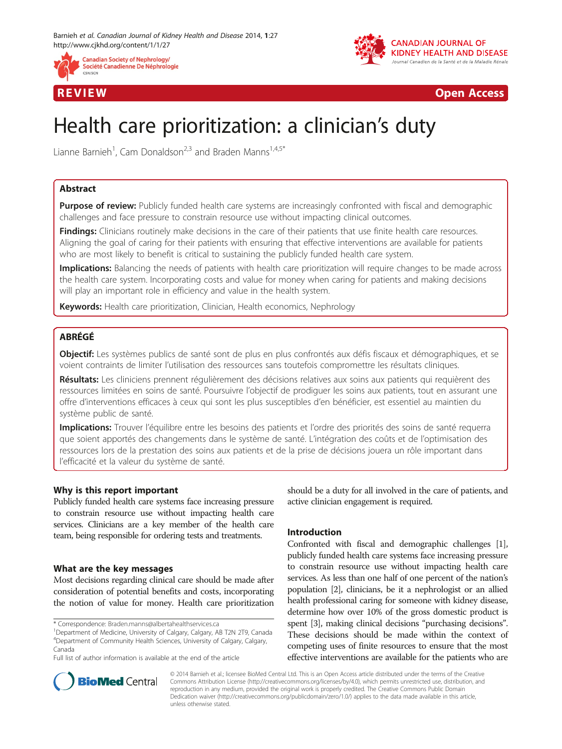REVIEW Open Access

# Health care prioritization: a clinician's duty

Lianne Barnieh[1], Cam Donaldson[2,3] and Braden Manns[1,4,5*]

## Abstract

**Purpose of review:** Publicly funded health care systems are increasingly confronted with fiscal and demographic challenges and face pressure to constrain resource use without impacting clinical outcomes.

**Findings:** Clinicians routinely make decisions in the care of their patients that use finite health care resources. Aligning the goal of caring for their patients with ensuring that effective interventions are available for patients who are most likely to benefit is critical to sustaining the publicly funded health care system.

**Implications:** Balancing the needs of patients with health care prioritization will require changes to be made across the health care system. Incorporating costs and value for money when caring for patients and making decisions will play an important role in efficiency and value in the health system.

**Keywords:** Health care prioritization, Clinician, Health economics, Nephrology

## ABRÉGÉ

**Objectif:** Les systèmes publics de santé sont de plus en plus confrontés aux défis fiscaux et démographiques, et se voient contraints de limiter l'utilisation des ressources sans toutefois compromettre les résultats cliniques.

**Résultats:** Les cliniciens prennent régulièrement des décisions relatives aux soins aux patients qui requièrent des ressources limitées en soins de santé. Poursuivre l'objectif de prodiguer les soins aux patients, tout en assurant une offre d'interventions efficaces à ceux qui sont les plus susceptibles d'en bénéficier, est essentiel au maintien du système public de santé.

**Implications:** Trouver l'équilibre entre les besoins des patients et l'ordre des priorités des soins de santé requerra que soient apportés des changements dans le système de santé. L'intégration des coûts et de l'optimisation des ressources lors de la prestation des soins aux patients et de la prise de décisions jouera un rôle important dans l'efficacité et la valeur du système de santé.

### Why is this report important

Publicly funded health care systems face increasing pressure to constrain resource use without impacting health care services. Clinicians are a key member of the health care team, being responsible for ordering tests and treatments.

### What are the key messages

Most decisions regarding clinical care should be made after consideration of potential benefits and costs, incorporating the notion of value for money. Health care prioritization should be a duty for all involved in the care of patients, and active clinician engagement is required.

### Introduction

Confronted with fiscal and demographic challenges [1], publicly funded health care systems face increasing pressure to constrain resource use without impacting health care services. As less than one half of one percent of the nation's population [2], clinicians, be it a nephrologist or an allied health professional caring for someone with kidney disease, determine how over 10% of the gross domestic product is spent [3], making clinical decisions "purchasing decisions". These decisions should be made within the context of competing uses of finite resources to ensure that the most effective interventions are available for the patients who are

\* Correspondence: Braden.manns@albertahealthservices.ca
[1]Department of Medicine, University of Calgary, Calgary, AB T2N 2T9, Canada
[4]Department of Community Health Sciences, University of Calgary, Calgary, Canada
Full list of author information is available at the end of the article

© 2014 Barnieh et al.; licensee BioMed Central Ltd. This is an Open Access article distributed under the terms of the Creative Commons Attribution License (http://creativecommons.org/licenses/by/4.0), which permits unrestricted use, distribution, and reproduction in any medium, provided the original work is properly credited. The Creative Commons Public Domain Dedication waiver (http://creativecommons.org/publicdomain/zero/1.0/) applies to the data made available in this article, unless otherwise stated.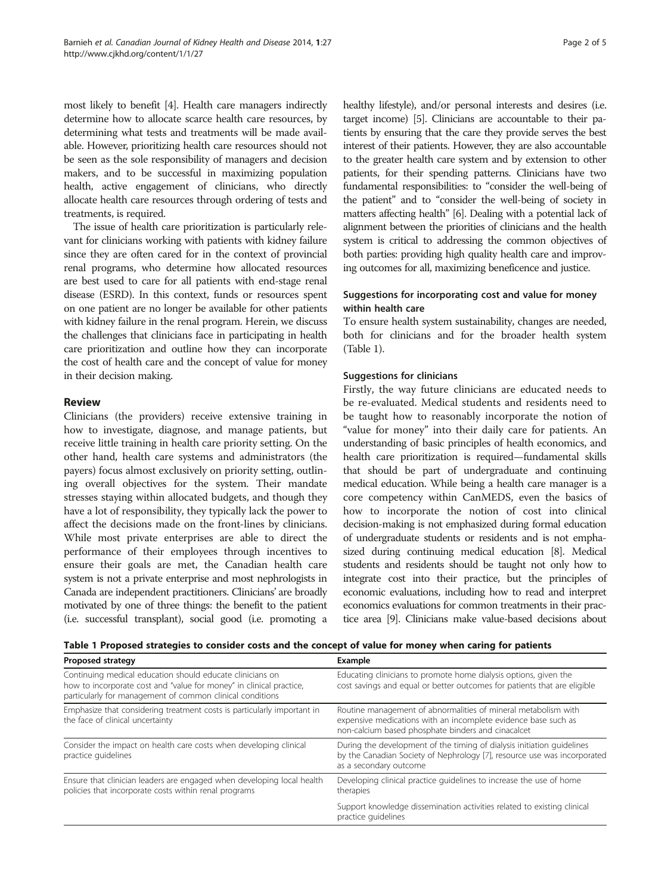most likely to benefit [4]. Health care managers indirectly determine how to allocate scarce health care resources, by determining what tests and treatments will be made available. However, prioritizing health care resources should not be seen as the sole responsibility of managers and decision makers, and to be successful in maximizing population health, active engagement of clinicians, who directly allocate health care resources through ordering of tests and treatments, is required.

The issue of health care prioritization is particularly relevant for clinicians working with patients with kidney failure since they are often cared for in the context of provincial renal programs, who determine how allocated resources are best used to care for all patients with end-stage renal disease (ESRD). In this context, funds or resources spent on one patient are no longer be available for other patients with kidney failure in the renal program. Herein, we discuss the challenges that clinicians face in participating in health care prioritization and outline how they can incorporate the cost of health care and the concept of value for money in their decision making.

## Review

Clinicians (the providers) receive extensive training in how to investigate, diagnose, and manage patients, but receive little training in health care priority setting. On the other hand, health care systems and administrators (the payers) focus almost exclusively on priority setting, outlining overall objectives for the system. Their mandate stresses staying within allocated budgets, and though they have a lot of responsibility, they typically lack the power to affect the decisions made on the front-lines by clinicians. While most private enterprises are able to direct the performance of their employees through incentives to ensure their goals are met, the Canadian health care system is not a private enterprise and most nephrologists in Canada are independent practitioners. Clinicians' are broadly motivated by one of three things: the benefit to the patient (i.e. successful transplant), social good (i.e. promoting a healthy lifestyle), and/or personal interests and desires (i.e. target income) [5]. Clinicians are accountable to their patients by ensuring that the care they provide serves the best interest of their patients. However, they are also accountable to the greater health care system and by extension to other patients, for their spending patterns. Clinicians have two fundamental responsibilities: to "consider the well-being of the patient" and to "consider the well-being of society in matters affecting health" [6]. Dealing with a potential lack of alignment between the priorities of clinicians and the health system is critical to addressing the common objectives of both parties: providing high quality health care and improving outcomes for all, maximizing beneficence and justice.

### Suggestions for incorporating cost and value for money within health care

To ensure health system sustainability, changes are needed, both for clinicians and for the broader health system (Table 1).

### Suggestions for clinicians

Firstly, the way future clinicians are educated needs to be re-evaluated. Medical students and residents need to be taught how to reasonably incorporate the notion of "value for money" into their daily care for patients. An understanding of basic principles of health economics, and health care prioritization is required—fundamental skills that should be part of undergraduate and continuing medical education. While being a health care manager is a core competency within CanMEDS, even the basics of how to incorporate the notion of cost into clinical decision-making is not emphasized during formal education of undergraduate students or residents and is not emphasized during continuing medical education [8]. Medical students and residents should be taught not only how to integrate cost into their practice, but the principles of economic evaluations, including how to read and interpret economics evaluations for common treatments in their practice area [9]. Clinicians make value-based decisions about

**Table 1 Proposed strategies to consider costs and the concept of value for money when caring for patients**

| Proposed strategy | Example |
|---|---|
| Continuing medical education should educate clinicians on how to incorporate cost and "value for money" in clinical practice, particularly for management of common clinical conditions | Educating clinicians to promote home dialysis options, given the cost savings and equal or better outcomes for patients that are eligible |
| Emphasize that considering treatment costs is particularly important in the face of clinical uncertainty | Routine management of abnormalities of mineral metabolism with expensive medications with an incomplete evidence base such as non-calcium based phosphate binders and cinacalcet |
| Consider the impact on health care costs when developing clinical practice guidelines | During the development of the timing of dialysis initiation guidelines by the Canadian Society of Nephrology [7], resource use was incorporated as a secondary outcome |
| Ensure that clinician leaders are engaged when developing local health policies that incorporate costs within renal programs | Developing clinical practice guidelines to increase the use of home therapies |
| | Support knowledge dissemination activities related to existing clinical practice guidelines |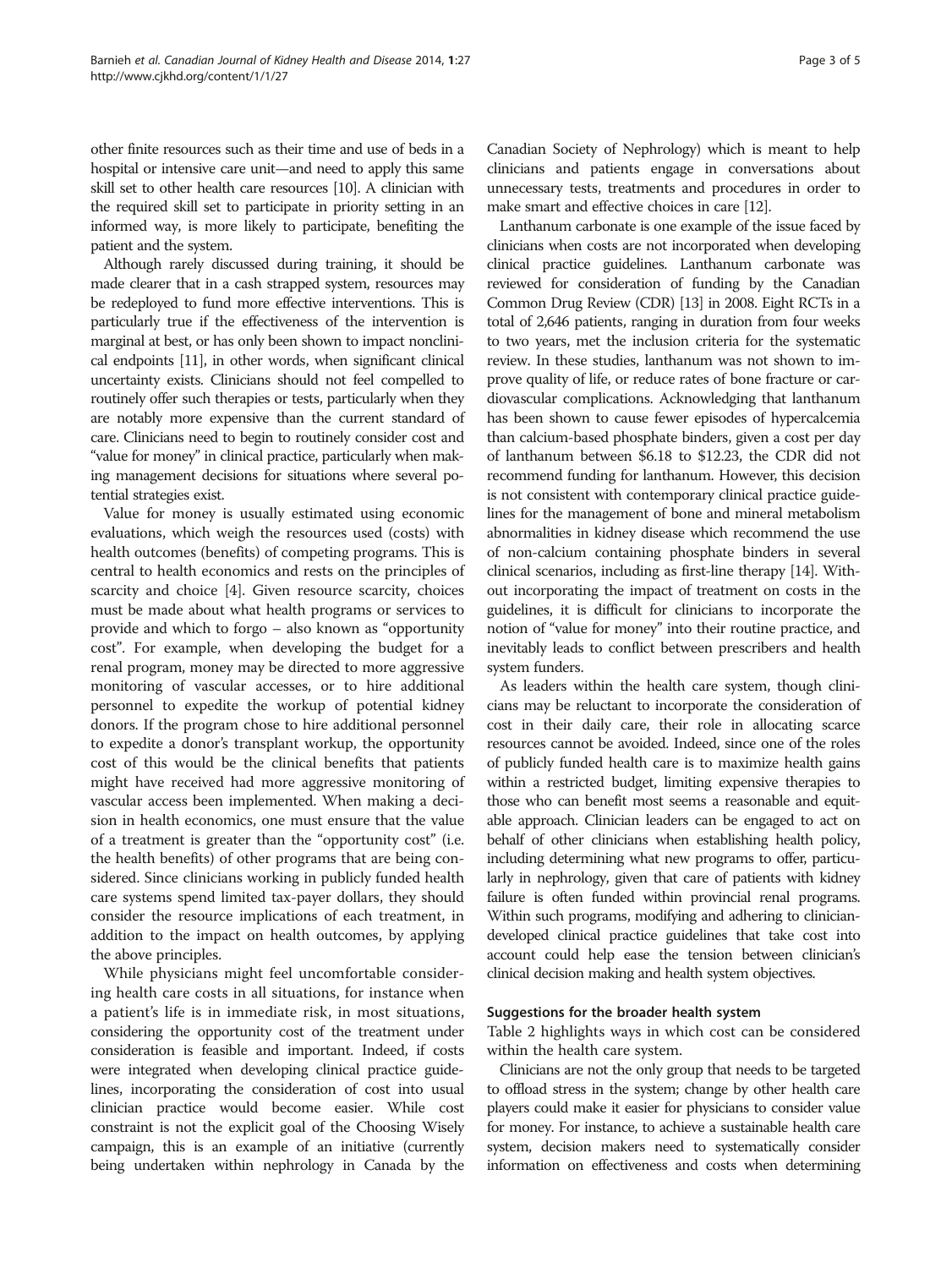other finite resources such as their time and use of beds in a hospital or intensive care unit—and need to apply this same skill set to other health care resources [10]. A clinician with the required skill set to participate in priority setting in an informed way, is more likely to participate, benefiting the patient and the system.

Although rarely discussed during training, it should be made clearer that in a cash strapped system, resources may be redeployed to fund more effective interventions. This is particularly true if the effectiveness of the intervention is marginal at best, or has only been shown to impact nonclinical endpoints [11], in other words, when significant clinical uncertainty exists. Clinicians should not feel compelled to routinely offer such therapies or tests, particularly when they are notably more expensive than the current standard of care. Clinicians need to begin to routinely consider cost and "value for money" in clinical practice, particularly when making management decisions for situations where several potential strategies exist.

Value for money is usually estimated using economic evaluations, which weigh the resources used (costs) with health outcomes (benefits) of competing programs. This is central to health economics and rests on the principles of scarcity and choice [4]. Given resource scarcity, choices must be made about what health programs or services to provide and which to forgo – also known as "opportunity cost". For example, when developing the budget for a renal program, money may be directed to more aggressive monitoring of vascular accesses, or to hire additional personnel to expedite the workup of potential kidney donors. If the program chose to hire additional personnel to expedite a donor's transplant workup, the opportunity cost of this would be the clinical benefits that patients might have received had more aggressive monitoring of vascular access been implemented. When making a decision in health economics, one must ensure that the value of a treatment is greater than the "opportunity cost" (i.e. the health benefits) of other programs that are being considered. Since clinicians working in publicly funded health care systems spend limited tax-payer dollars, they should consider the resource implications of each treatment, in addition to the impact on health outcomes, by applying the above principles.

While physicians might feel uncomfortable considering health care costs in all situations, for instance when a patient's life is in immediate risk, in most situations, considering the opportunity cost of the treatment under consideration is feasible and important. Indeed, if costs were integrated when developing clinical practice guidelines, incorporating the consideration of cost into usual clinician practice would become easier. While cost constraint is not the explicit goal of the Choosing Wisely campaign, this is an example of an initiative (currently being undertaken within nephrology in Canada by the Canadian Society of Nephrology) which is meant to help clinicians and patients engage in conversations about unnecessary tests, treatments and procedures in order to make smart and effective choices in care [12].

Lanthanum carbonate is one example of the issue faced by clinicians when costs are not incorporated when developing clinical practice guidelines. Lanthanum carbonate was reviewed for consideration of funding by the Canadian Common Drug Review (CDR) [13] in 2008. Eight RCTs in a total of 2,646 patients, ranging in duration from four weeks to two years, met the inclusion criteria for the systematic review. In these studies, lanthanum was not shown to improve quality of life, or reduce rates of bone fracture or cardiovascular complications. Acknowledging that lanthanum has been shown to cause fewer episodes of hypercalcemia than calcium-based phosphate binders, given a cost per day of lanthanum between $6.18 to $12.23, the CDR did not recommend funding for lanthanum. However, this decision is not consistent with contemporary clinical practice guidelines for the management of bone and mineral metabolism abnormalities in kidney disease which recommend the use of non-calcium containing phosphate binders in several clinical scenarios, including as first-line therapy [14]. Without incorporating the impact of treatment on costs in the guidelines, it is difficult for clinicians to incorporate the notion of "value for money" into their routine practice, and inevitably leads to conflict between prescribers and health system funders.

As leaders within the health care system, though clinicians may be reluctant to incorporate the consideration of cost in their daily care, their role in allocating scarce resources cannot be avoided. Indeed, since one of the roles of publicly funded health care is to maximize health gains within a restricted budget, limiting expensive therapies to those who can benefit most seems a reasonable and equitable approach. Clinician leaders can be engaged to act on behalf of other clinicians when establishing health policy, including determining what new programs to offer, particularly in nephrology, given that care of patients with kidney failure is often funded within provincial renal programs. Within such programs, modifying and adhering to clinician-developed clinical practice guidelines that take cost into account could help ease the tension between clinician's clinical decision making and health system objectives.

### Suggestions for the broader health system

Table 2 highlights ways in which cost can be considered within the health care system.

Clinicians are not the only group that needs to be targeted to offload stress in the system; change by other health care players could make it easier for physicians to consider value for money. For instance, to achieve a sustainable health care system, decision makers need to systematically consider information on effectiveness and costs when determining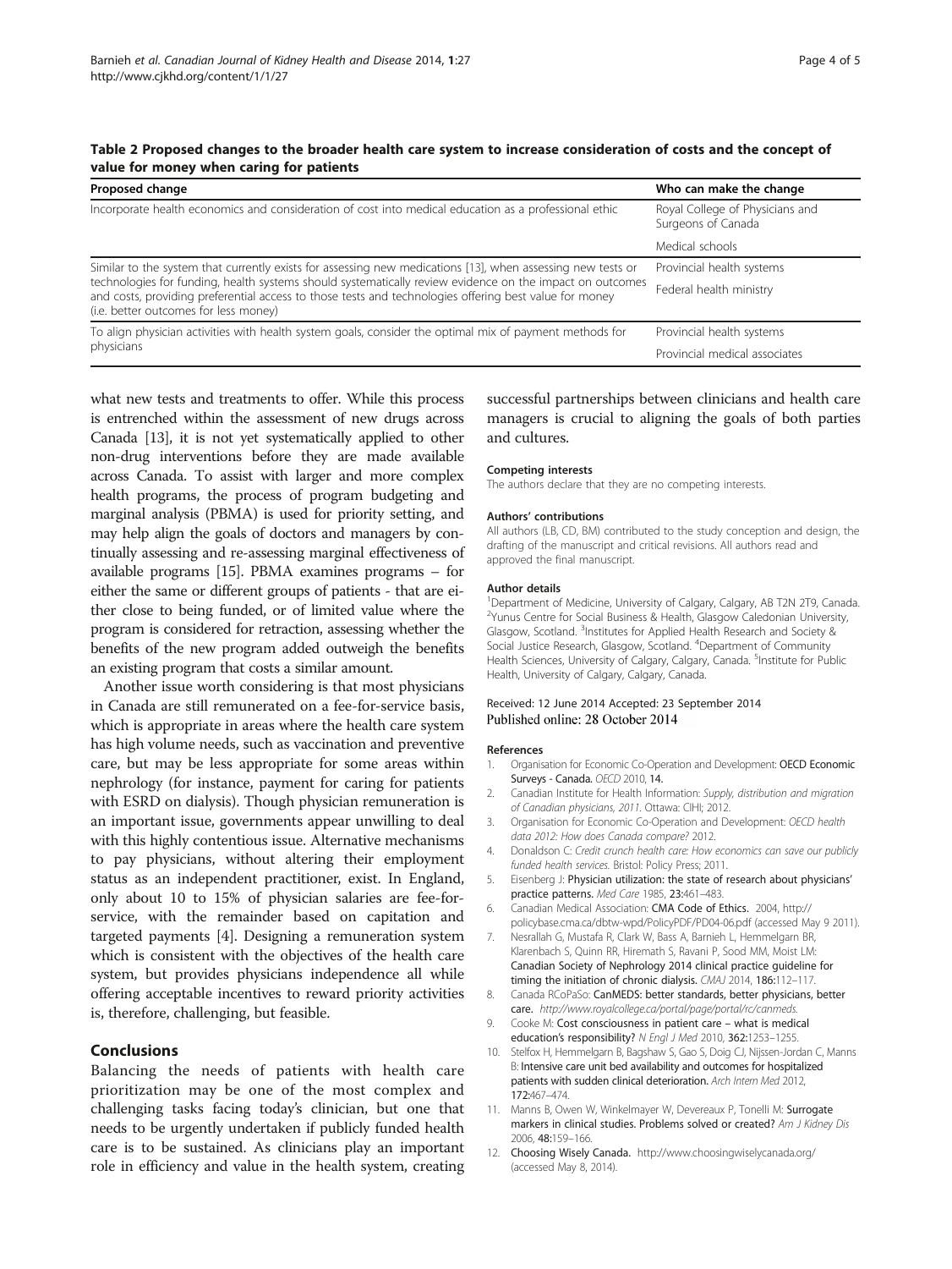**Table 2 Proposed changes to the broader health care system to increase consideration of costs and the concept of value for money when caring for patients**

| Proposed change | Who can make the change |
|---|---|
| Incorporate health economics and consideration of cost into medical education as a professional ethic | Royal College of Physicians and Surgeons of Canada |
| | Medical schools |
| Similar to the system that currently exists for assessing new medications [13], when assessing new tests or technologies for funding, health systems should systematically review evidence on the impact on outcomes and costs, providing preferential access to those tests and technologies offering best value for money (i.e. better outcomes for less money) | Provincial health systems |
| | Federal health ministry |
| To align physician activities with health system goals, consider the optimal mix of payment methods for physicians | Provincial health systems |
| | Provincial medical associates |

what new tests and treatments to offer. While this process is entrenched within the assessment of new drugs across Canada [13], it is not yet systematically applied to other non-drug interventions before they are made available across Canada. To assist with larger and more complex health programs, the process of program budgeting and marginal analysis (PBMA) is used for priority setting, and may help align the goals of doctors and managers by continually assessing and re-assessing marginal effectiveness of available programs [15]. PBMA examines programs – for either the same or different groups of patients - that are either close to being funded, or of limited value where the program is considered for retraction, assessing whether the benefits of the new program added outweigh the benefits an existing program that costs a similar amount.

Another issue worth considering is that most physicians in Canada are still remunerated on a fee-for-service basis, which is appropriate in areas where the health care system has high volume needs, such as vaccination and preventive care, but may be less appropriate for some areas within nephrology (for instance, payment for caring for patients with ESRD on dialysis). Though physician remuneration is an important issue, governments appear unwilling to deal with this highly contentious issue. Alternative mechanisms to pay physicians, without altering their employment status as an independent practitioner, exist. In England, only about 10 to 15% of physician salaries are fee-for-service, with the remainder based on capitation and targeted payments [4]. Designing a remuneration system which is consistent with the objectives of the health care system, but provides physicians independence all while offering acceptable incentives to reward priority activities is, therefore, challenging, but feasible.

## Conclusions

Balancing the needs of patients with health care prioritization may be one of the most complex and challenging tasks facing today's clinician, but one that needs to be urgently undertaken if publicly funded health care is to be sustained. As clinicians play an important role in efficiency and value in the health system, creating successful partnerships between clinicians and health care managers is crucial to aligning the goals of both parties and cultures.

#### Competing interests

The authors declare that they are no competing interests.

#### Authors' contributions

All authors (LB, CD, BM) contributed to the study conception and design, the drafting of the manuscript and critical revisions. All authors read and approved the final manuscript.

#### Author details

[1]Department of Medicine, University of Calgary, Calgary, AB T2N 2T9, Canada. [2]Yunus Centre for Social Business & Health, Glasgow Caledonian University, Glasgow, Scotland. [3]Institutes for Applied Health Research and Society & Social Justice Research, Glasgow, Scotland. [4]Department of Community Health Sciences, University of Calgary, Calgary, Canada. [5]Institute for Public Health, University of Calgary, Calgary, Canada.

Received: 12 June 2014 Accepted: 23 September 2014
Published online: 28 October 2014

#### References

1. Organisation for Economic Co-Operation and Development: **OECD Economic Surveys - Canada.** *OECD* 2010, **14.**
2. Canadian Institute for Health Information: *Supply, distribution and migration of Canadian physicians, 2011.* Ottawa: CIHI; 2012.
3. Organisation for Economic Co-Operation and Development: *OECD health data 2012: How does Canada compare?* 2012.
4. Donaldson C: *Credit crunch health care: How economics can save our publicly funded health services.* Bristol: Policy Press; 2011.
5. Eisenberg J: **Physician utilization: the state of research about physicians' practice patterns.** *Med Care* 1985, **23:**461–483.
6. Canadian Medical Association: **CMA Code of Ethics.** 2004, http://policybase.cma.ca/dbtw-wpd/PolicyPDF/PD04-06.pdf (accessed May 9 2011).
7. Nesrallah G, Mustafa R, Clark W, Bass A, Barnieh L, Hemmelgarn BR, Klarenbach S, Quinn RR, Hiremath S, Ravani P, Sood MM, Moist LM: **Canadian Society of Nephrology 2014 clinical practice guideline for timing the initiation of chronic dialysis.** *CMAJ* 2014, **186:**112–117.
8. Canada RCoPaSo: **CanMEDS: better standards, better physicians, better care.** *http://www.royalcollege.ca/portal/page/portal/rc/canmeds.*
9. Cooke M: **Cost consciousness in patient care – what is medical education's responsibility?** *N Engl J Med* 2010, **362:**1253–1255.
10. Stelfox H, Hemmelgarn B, Bagshaw S, Gao S, Doig CJ, Nijssen-Jordan C, Manns B: **Intensive care unit bed availability and outcomes for hospitalized patients with sudden clinical deterioration.** *Arch Intern Med* 2012, **172:**467–474.
11. Manns B, Owen W, Winkelmayer W, Devereaux P, Tonelli M: **Surrogate markers in clinical studies. Problems solved or created?** *Am J Kidney Dis* 2006, **48:**159–166.
12. **Choosing Wisely Canada.** http://www.choosingwiselycanada.org/ (accessed May 8, 2014).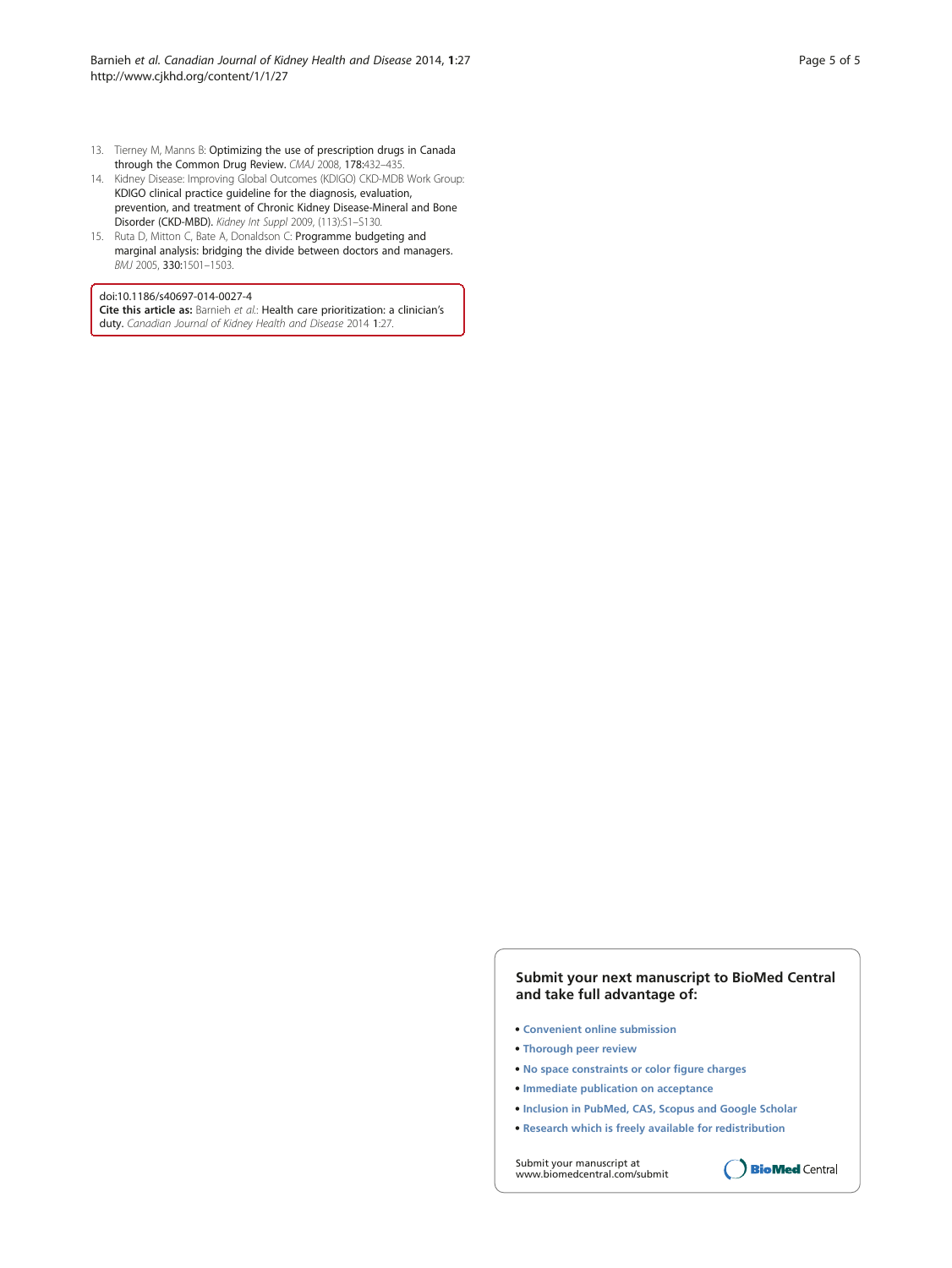13. Tierney M, Manns B: **Optimizing the use of prescription drugs in Canada through the Common Drug Review.** *CMAJ* 2008, **178:**432–435.
14. Kidney Disease: Improving Global Outcomes (KDIGO) CKD-MDB Work Group: **KDIGO clinical practice guideline for the diagnosis, evaluation, prevention, and treatment of Chronic Kidney Disease-Mineral and Bone Disorder (CKD-MBD).** *Kidney Int Suppl* 2009, (113):S1–S130.
15. Ruta D, Mitton C, Bate A, Donaldson C: **Programme budgeting and marginal analysis: bridging the divide between doctors and managers.** *BMJ* 2005, **330:**1501–1503.

doi:10.1186/s40697-014-0027-4
**Cite this article as:** Barnieh *et al.*: Health care prioritization: a clinician's duty. *Canadian Journal of Kidney Health and Disease* 2014 **1**:27.

**Submit your next manuscript to BioMed Central and take full advantage of:**

- **Convenient online submission**
- **Thorough peer review**
- **No space constraints or color figure charges**
- **Immediate publication on acceptance**
- **Inclusion in PubMed, CAS, Scopus and Google Scholar**
- **Research which is freely available for redistribution**

Submit your manuscript at
www.biomedcentral.com/submit

BioMed Central